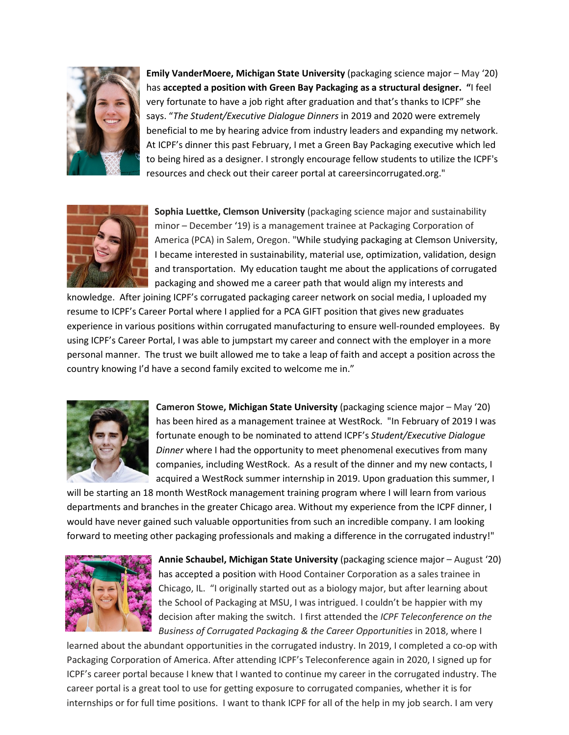**Emily VanderMoere, Michigan State University** (packaging science major – May '20) has **accepted a position with Green Bay Packaging as a structural designer.** **"**I feel very fortunate to have a job right after graduation and that's thanks to ICPF" she says. "*The Student/Executive Dialogue Dinners* in 2019 and 2020 were extremely beneficial to me by hearing advice from industry leaders and expanding my network. At ICPF's dinner this past February, I met a Green Bay Packaging executive which led to being hired as a designer. I strongly encourage fellow students to utilize the ICPF's resources and check out their career portal at careersincorrugated.org."

**Sophia Luettke, Clemson University** (packaging science major and sustainability minor – December '19) is a management trainee at Packaging Corporation of America (PCA) in Salem, Oregon. "While studying packaging at Clemson University, I became interested in sustainability, material use, optimization, validation, design and transportation. My education taught me about the applications of corrugated packaging and showed me a career path that would align my interests and knowledge. After joining ICPF's corrugated packaging career network on social media, I uploaded my resume to ICPF's Career Portal where I applied for a PCA GIFT position that gives new graduates experience in various positions within corrugated manufacturing to ensure well-rounded employees. By using ICPF's Career Portal, I was able to jumpstart my career and connect with the employer in a more personal manner. The trust we built allowed me to take a leap of faith and accept a position across the country knowing I'd have a second family excited to welcome me in."

**Cameron Stowe, Michigan State University** (packaging science major – May '20) has been hired as a management trainee at WestRock. "In February of 2019 I was fortunate enough to be nominated to attend ICPF's *Student/Executive Dialogue Dinner* where I had the opportunity to meet phenomenal executives from many companies, including WestRock. As a result of the dinner and my new contacts, I acquired a WestRock summer internship in 2019. Upon graduation this summer, I will be starting an 18 month WestRock management training program where I will learn from various departments and branches in the greater Chicago area. Without my experience from the ICPF dinner, I would have never gained such valuable opportunities from such an incredible company. I am looking forward to meeting other packaging professionals and making a difference in the corrugated industry!"

**Annie Schaubel, Michigan State University** (packaging science major – August '20) has accepted a position with Hood Container Corporation as a sales trainee in Chicago, IL. "I originally started out as a biology major, but after learning about the School of Packaging at MSU, I was intrigued. I couldn't be happier with my decision after making the switch. I first attended the *ICPF Teleconference on the Business of Corrugated Packaging & the Career Opportunities* in 2018, where I learned about the abundant opportunities in the corrugated industry. In 2019, I completed a co-op with Packaging Corporation of America. After attending ICPF's Teleconference again in 2020, I signed up for ICPF's career portal because I knew that I wanted to continue my career in the corrugated industry. The career portal is a great tool to use for getting exposure to corrugated companies, whether it is for internships or for full time positions. I want to thank ICPF for all of the help in my job search. I am very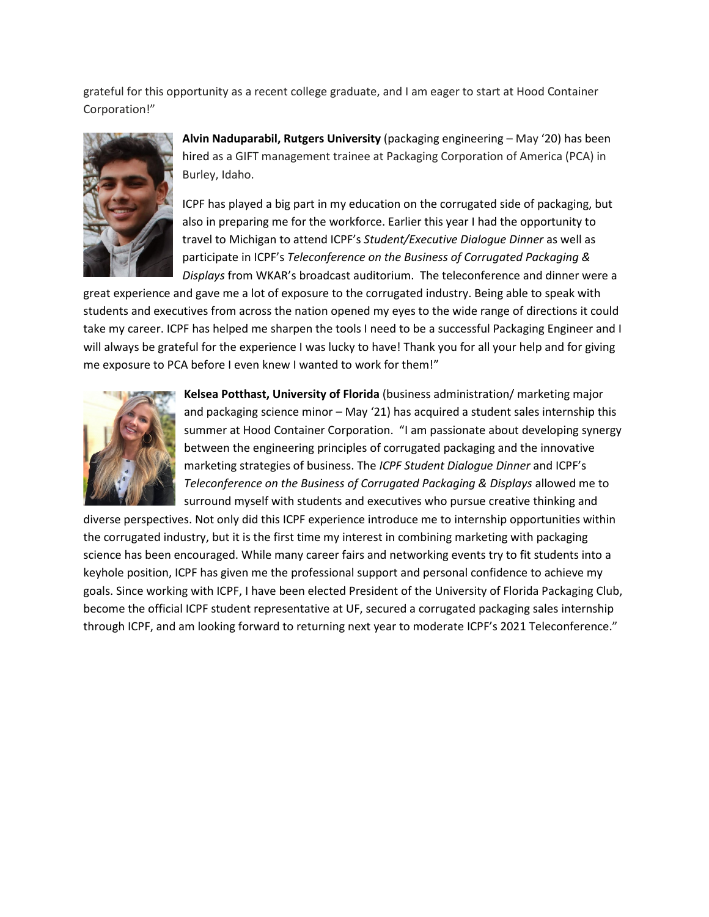grateful for this opportunity as a recent college graduate, and I am eager to start at Hood Container Corporation!"

**Alvin Naduparabil, Rutgers University** (packaging engineering – May '20) has been hired as a GIFT management trainee at Packaging Corporation of America (PCA) in Burley, Idaho.

ICPF has played a big part in my education on the corrugated side of packaging, but also in preparing me for the workforce. Earlier this year I had the opportunity to travel to Michigan to attend ICPF's *Student/Executive Dialogue Dinner* as well as participate in ICPF's *Teleconference on the Business of Corrugated Packaging & Displays* from WKAR's broadcast auditorium. The teleconference and dinner were a great experience and gave me a lot of exposure to the corrugated industry. Being able to speak with students and executives from across the nation opened my eyes to the wide range of directions it could take my career. ICPF has helped me sharpen the tools I need to be a successful Packaging Engineer and I will always be grateful for the experience I was lucky to have! Thank you for all your help and for giving me exposure to PCA before I even knew I wanted to work for them!"

**Kelsea Potthast, University of Florida** (business administration/ marketing major and packaging science minor – May '21) has acquired a student sales internship this summer at Hood Container Corporation. "I am passionate about developing synergy between the engineering principles of corrugated packaging and the innovative marketing strategies of business. The *ICPF Student Dialogue Dinner* and ICPF's *Teleconference on the Business of Corrugated Packaging & Displays* allowed me to surround myself with students and executives who pursue creative thinking and diverse perspectives. Not only did this ICPF experience introduce me to internship opportunities within the corrugated industry, but it is the first time my interest in combining marketing with packaging science has been encouraged. While many career fairs and networking events try to fit students into a keyhole position, ICPF has given me the professional support and personal confidence to achieve my goals. Since working with ICPF, I have been elected President of the University of Florida Packaging Club, become the official ICPF student representative at UF, secured a corrugated packaging sales internship through ICPF, and am looking forward to returning next year to moderate ICPF's 2021 Teleconference."